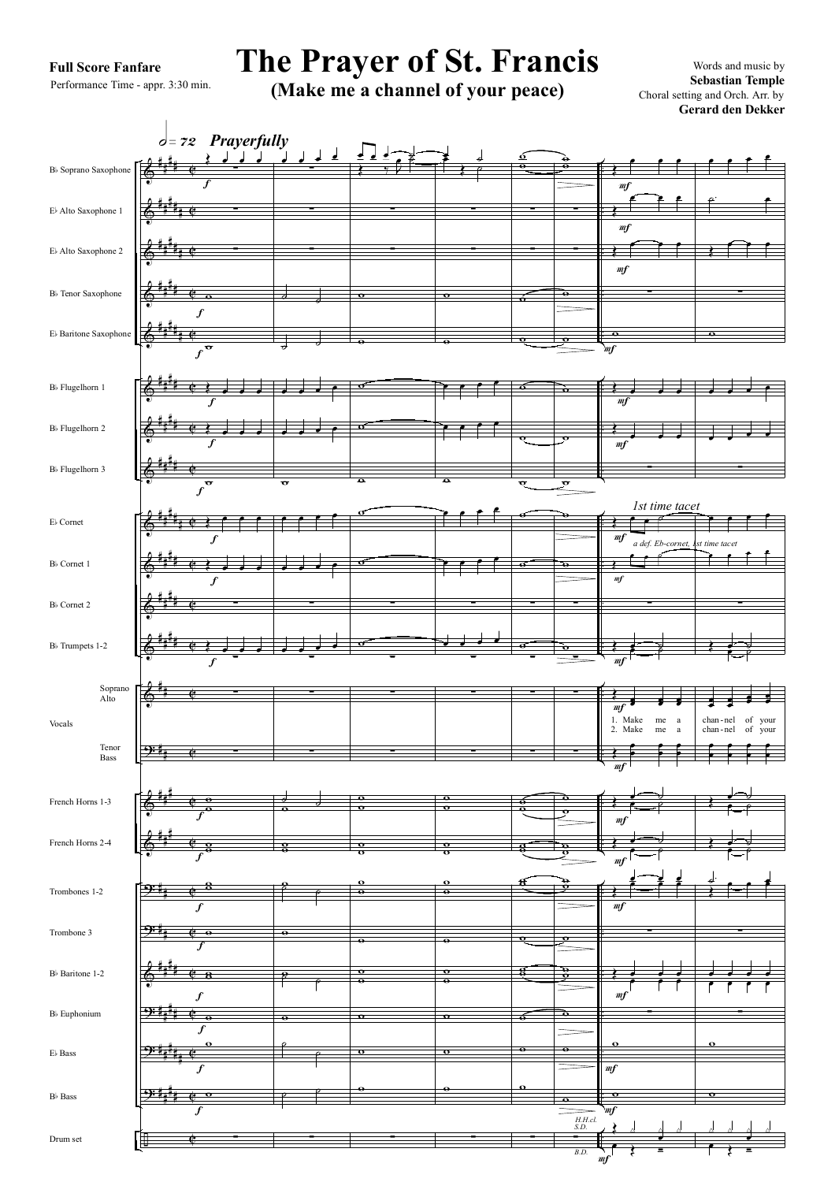**Full Score Fanfare**

Performance Time - appr. 3:30 min.

# The Prayer of St. Francis

## (Make me a channel of your peace)

Words and music by
**Sebastian Temple**
Choral setting and Orch. Arr. by
**Gerard den Dekker**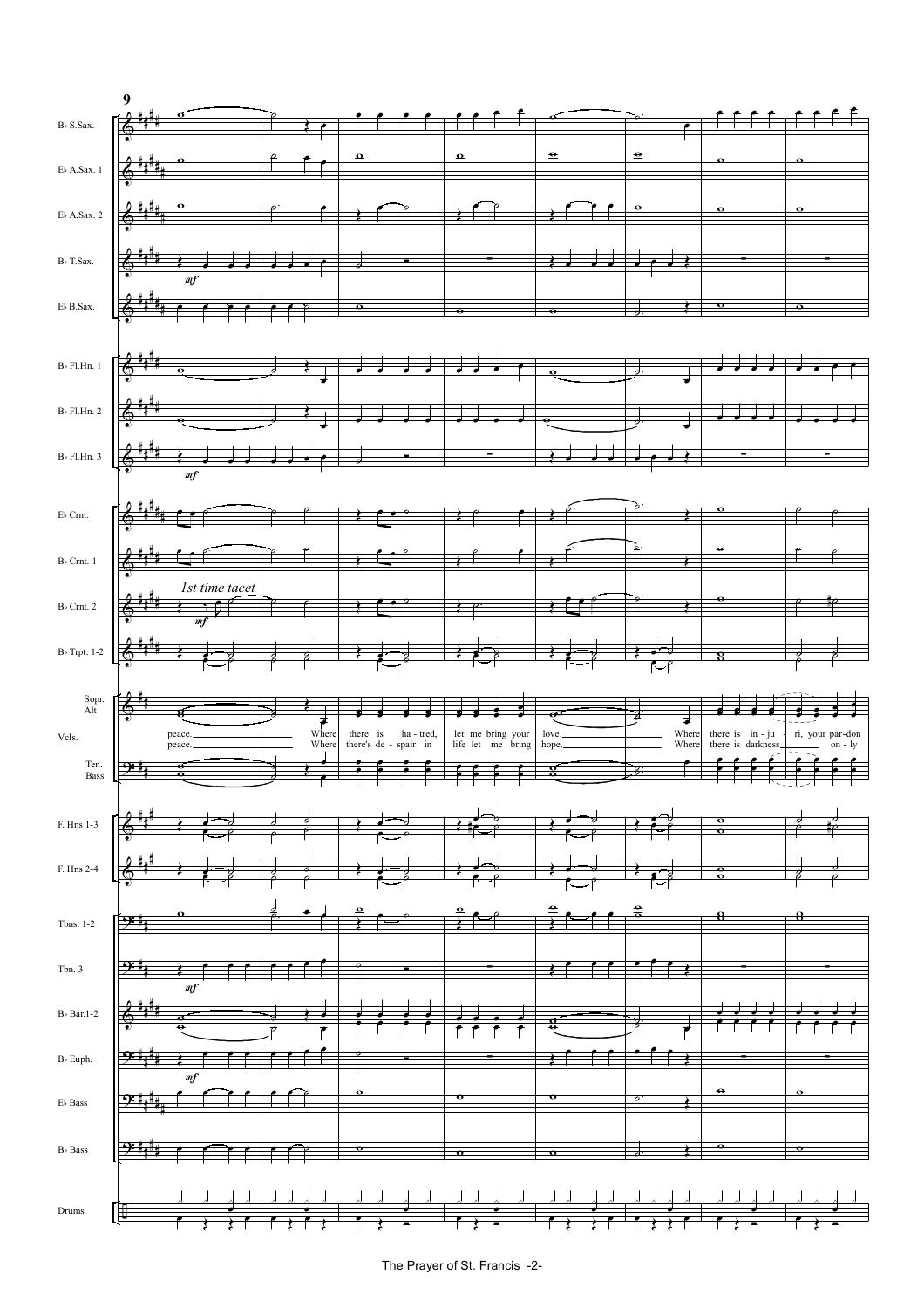9

Bb S.Sax.
Eb A.Sax. 1
Eb A.Sax. 2
Bb T.Sax. *mf*
Eb B.Sax.
Bb Fl.Hn. 1
Bb Fl.Hn. 2
Bb Fl.Hn. 3 *mf*
Eb Crnt.
Bb Crnt. 1
Bb Crnt. 2 *1st time tacet* *mf*
Bb Trpt. 1-2

Vcls. (Sopr. Alt / Ten. Bass)

peace. Where there is ha - tred, let me bring your love. Where there is in - ju - ri, your par-don
peace. Where there's de - spair in life let me bring hope. Where there is darkness on - ly

F. Hns 1-3
F. Hns 2-4
Tbns. 1-2
Tbn. 3 *mf*
Bb Bar.1-2
Bb Euph. *mf*
Eb Bass
Bb Bass
Drums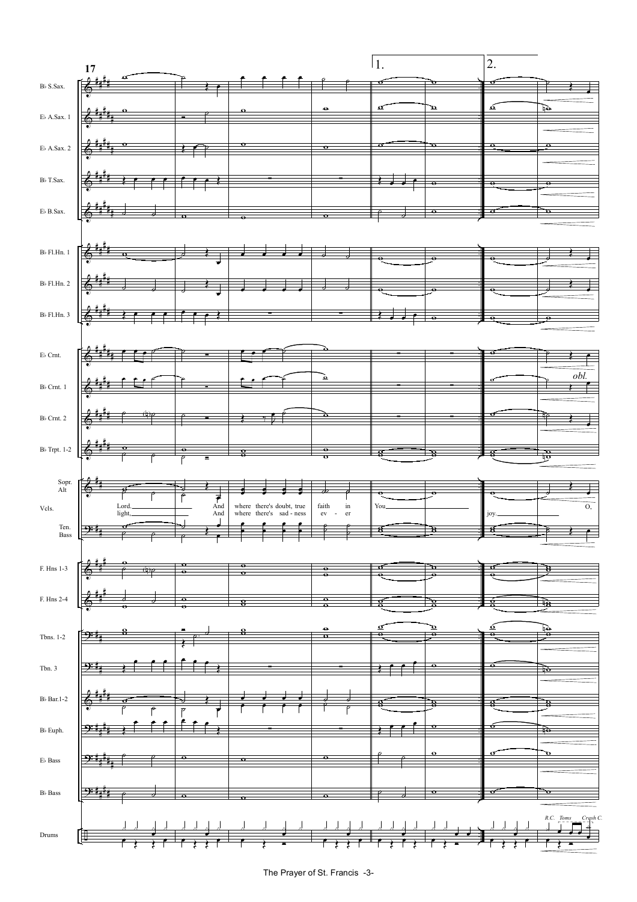17

1. 2.

Bb S.Sax.

Eb A.Sax. 1

Eb A.Sax. 2

Bb T.Sax.

Eb B.Sax.

Bb Fl.Hn. 1

Bb Fl.Hn. 2

Bb Fl.Hn. 3

Eb Crnt.

Bb Crnt. 1

*obl.*

Bb Crnt. 2

Bb Trpt. 1-2

Sopr. Alt

Vcls.

Lord. And where there's doubt, true faith in You joy. O,

light. And where there's sad - ness ev - er

Ten. Bass

F. Hns 1-3

F. Hns 2-4

Tbns. 1-2

Tbn. 3

Bb Bar.1-2

Bb Euph.

Eb Bass

Bb Bass

*R.C. Toms Crash C.*

Drums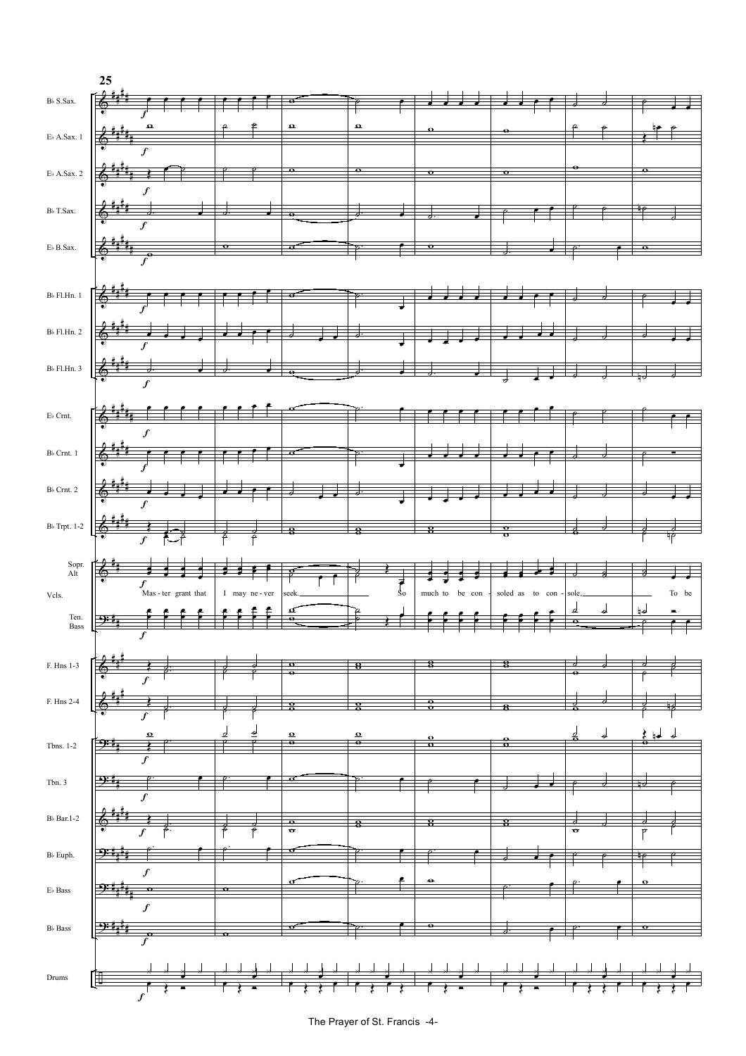25

Bb S.Sax.

Eb A.Sax. 1

Eb A.Sax. 2

Bb T.Sax.

Eb B.Sax.

Bb Fl.Hn. 1

Bb Fl.Hn. 2

Bb Fl.Hn. 3

Eb Crnt.

Bb Crnt. 1

Bb Crnt. 2

Bb Trpt. 1-2

Vcls.

Sopr. Alt

Mas - ter grant that I may ne - ver seek. So much to be con - soled as to con - sole, To be

Ten. Bass

F. Hns 1-3

F. Hns 2-4

Tbns. 1-2

Tbn. 3

Bb Bar.1-2

Bb Euph.

Eb Bass

Bb Bass

Drums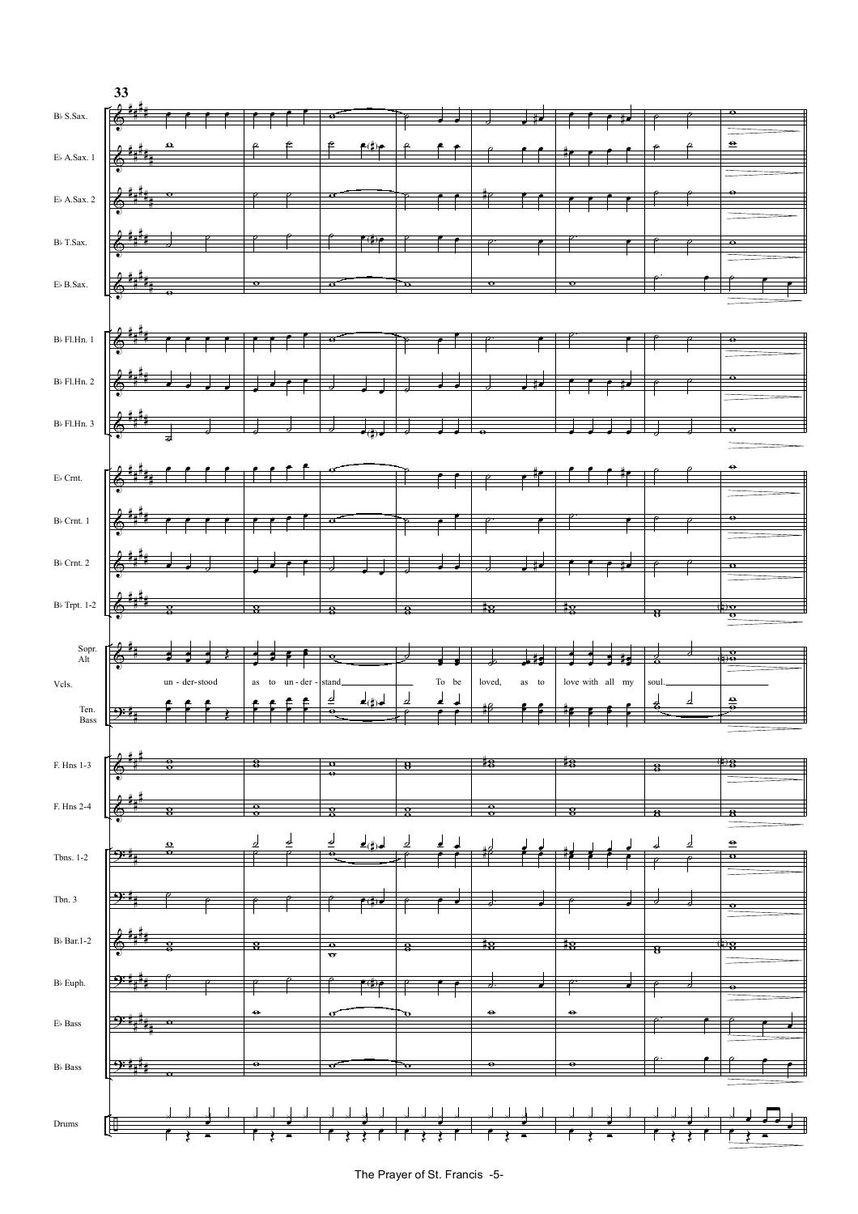33

Bb S.Sax.

Eb A.Sax. 1

Eb A.Sax. 2

Bb T.Sax.

Eb B.Sax.

Bb Fl.Hn. 1

Bb Fl.Hn. 2

Bb Fl.Hn. 3

Eb Crnt.

Bb Crnt. 1

Bb Crnt. 2

Bb Trpt. 1-2

Vcls.

Sopr. Alt

un - der-stood as to un - der - stand\_\_\_\_\_\_ To be loved, as to love with all my soul.\_\_\_\_\_\_

Ten. Bass

F. Hns 1-3

F. Hns 2-4

Tbns. 1-2

Tbn. 3

Bb Bar.1-2

Bb Euph.

Eb Bass

Bb Bass

Drums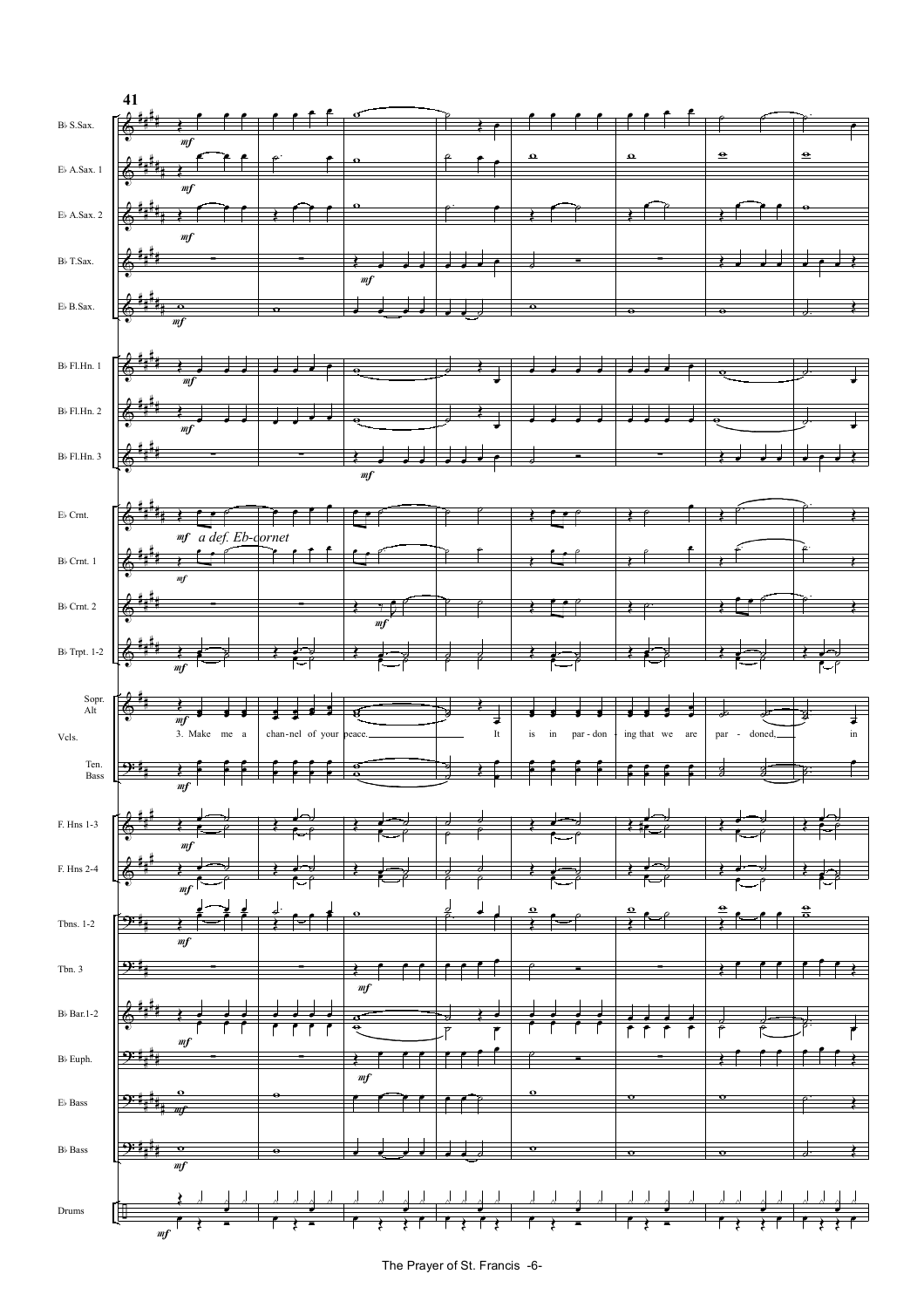41

Bb S.Sax. *mf*

Eb A.Sax. 1 *mf*

Eb A.Sax. 2 *mf*

Bb T.Sax. *mf*

Eb B.Sax. *mf*

Bb Fl.Hn. 1 *mf*

Bb Fl.Hn. 2 *mf*

Bb Fl.Hn. 3 *mf*

Eb Crnt. *mf* *a def. Eb-cornet*

Bb Crnt. 1 *mf*

Bb Crnt. 2 *mf*

Bb Trpt. 1-2 *mf*

Vcls. — Sopr. Alt *mf*

3. Make me a chan-nel of your peace. It is in par-don - ing that we are par - doned, in

Ten. Bass *mf*

F. Hns 1-3 *mf*

F. Hns 2-4 *mf*

Tbns. 1-2 *mf*

Tbn. 3 *mf*

Bb Bar.1-2 *mf*

Bb Euph. *mf*

Eb Bass *mf*

Bb Bass *mf*

Drums *mf*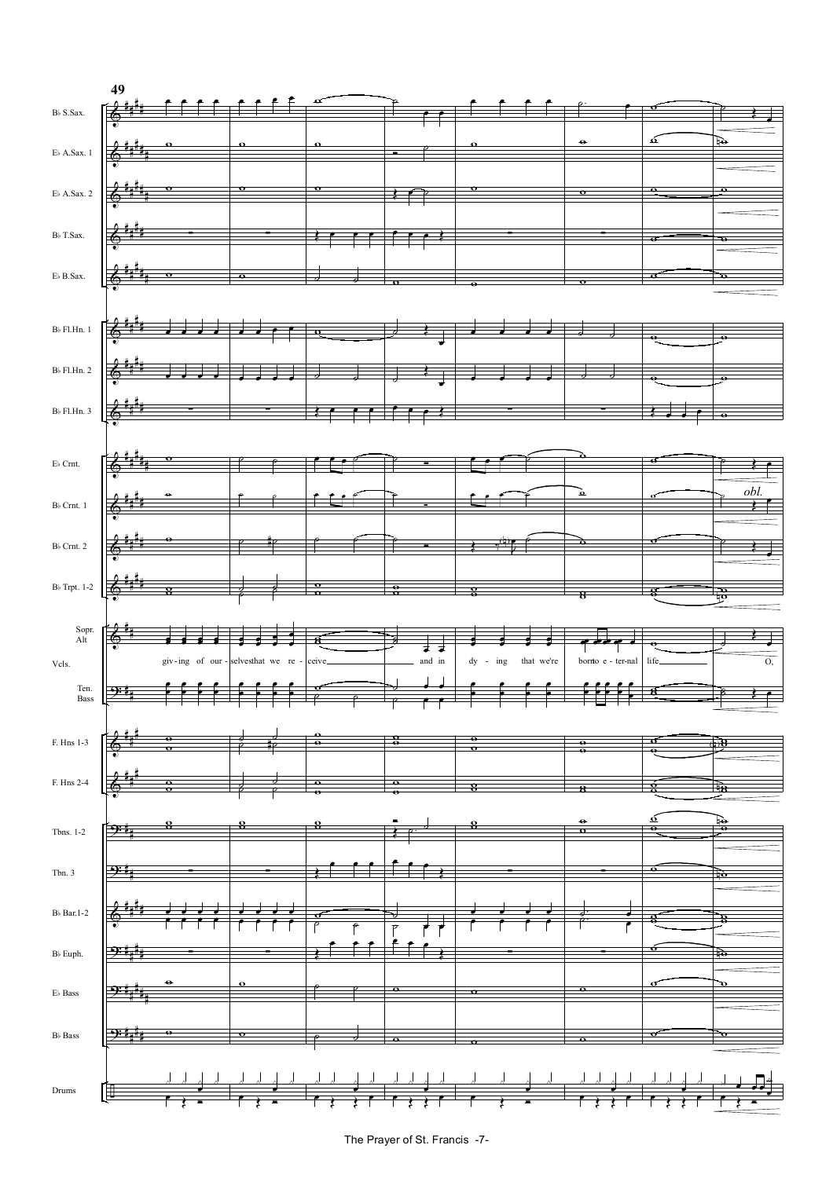49

Bb S.Sax.

Eb A.Sax. 1

Eb A.Sax. 2

Bb T.Sax.

Eb B.Sax.

Bb Fl.Hn. 1

Bb Fl.Hn. 2

Bb Fl.Hn. 3

Eb Crnt.

Bb Crnt. 1

*obl.*

Bb Crnt. 2

Bb Trpt. 1-2

Sopr. Alt

Vcls.

giv - ing of our - selves that we re - ceive and in dy - ing that we're born to e - ter - nal life O,

Ten. Bass

F. Hns 1-3

F. Hns 2-4

Tbns. 1-2

Tbn. 3

Bb Bar.1-2

Bb Euph.

Eb Bass

Bb Bass

Drums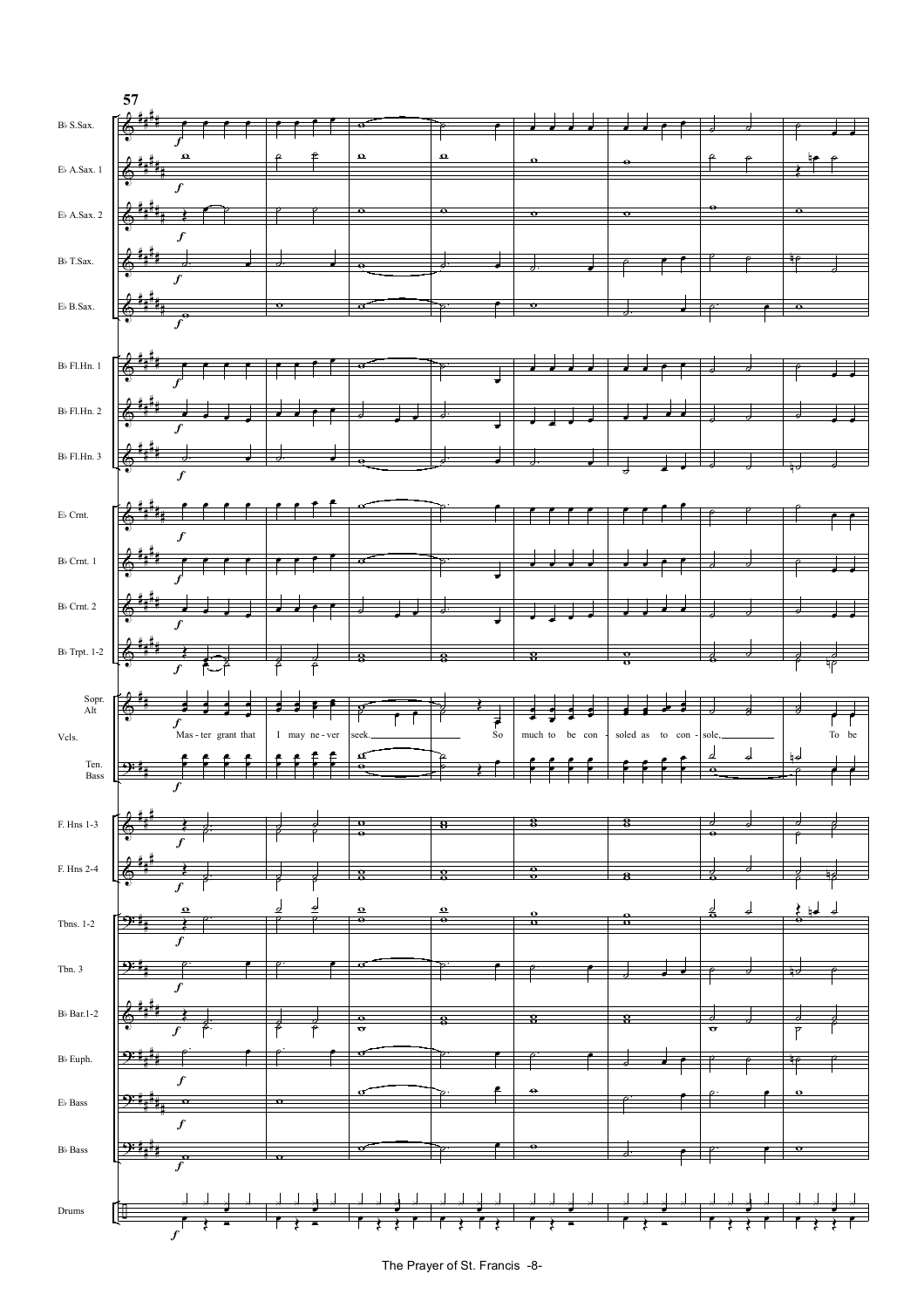57

Bb S.Sax.

Eb A.Sax. 1

Eb A.Sax. 2

Bb T.Sax.

Eb B.Sax.

Bb Fl.Hn. 1

Bb Fl.Hn. 2

Bb Fl.Hn. 3

Eb Crnt.

Bb Crnt. 1

Bb Crnt. 2

Bb Trpt. 1-2

Vcls.

Sopr.
Alt

Mas - ter grant that I may ne - ver seek. So much to be con - soled as to con - sole, To be

Ten.
Bass

F. Hns 1-3

F. Hns 2-4

Tbns. 1-2

Tbn. 3

Bb Bar.1-2

Bb Euph.

Eb Bass

Bb Bass

Drums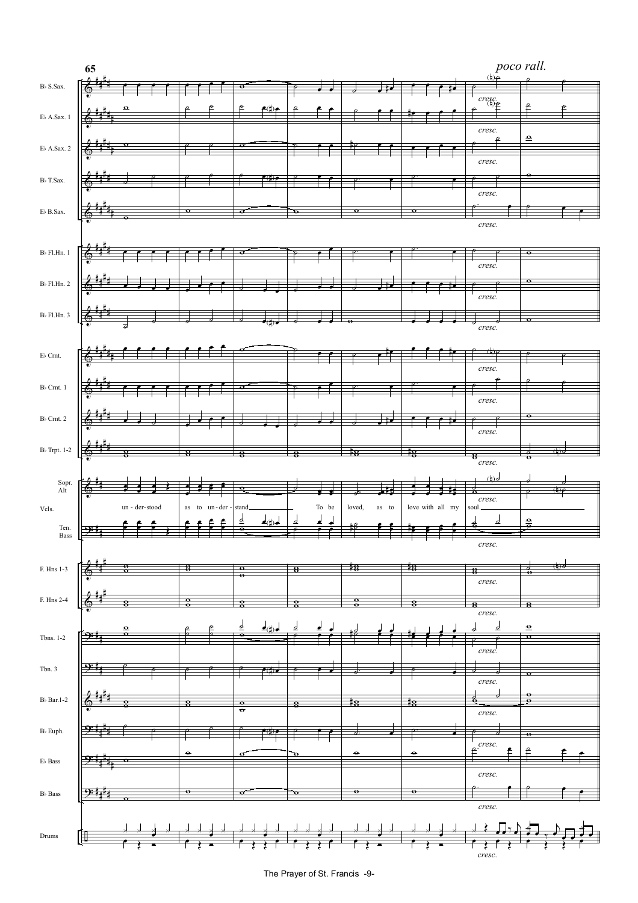65

*poco rall.*

Bb S.Sax.

Eb A.Sax. 1

Eb A.Sax. 2

Bb T.Sax.

Eb B.Sax.

Bb Fl.Hn. 1

Bb Fl.Hn. 2

Bb Fl.Hn. 3

Eb Crnt.

Bb Crnt. 1

Bb Crnt. 2

Bb Trpt. 1-2

Sopr. Alt

Vcls.

un - der-stood as to un-der - stand To be loved, as to love with all my soul.

Ten. Bass

F. Hns 1-3

F. Hns 2-4

Tbns. 1-2

Tbn. 3

Bb Bar.1-2

Bb Euph.

Eb Bass

Bb Bass

Drums

*cresc.*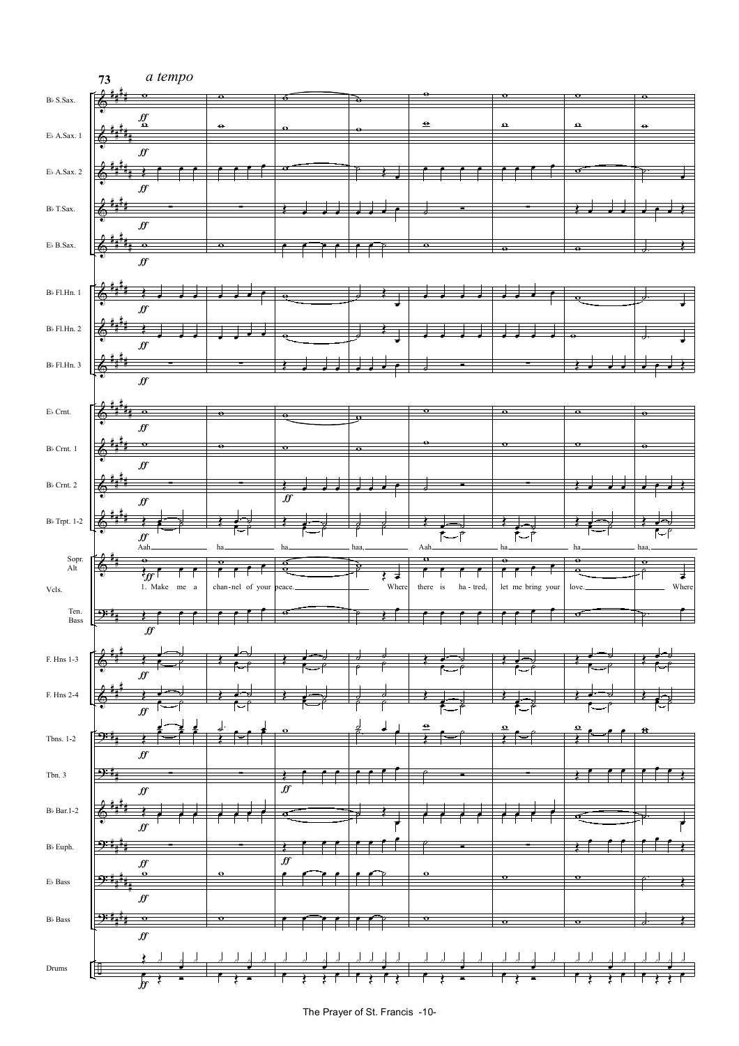73 *a tempo*

Bb S.Sax.

Eb A.Sax. 1

Eb A.Sax. 2

Bb T.Sax.

Eb B.Sax.

Bb Fl.Hn. 1

Bb Fl.Hn. 2

Bb Fl.Hn. 3

Eb Crnt.

Bb Crnt. 1

Bb Crnt. 2

Bb Trpt. 1-2

Sopr. Alt

Aah ha ha haa, Aah ha ha haa,

1. Make me a chan-nel of your peace. Where there is ha-tred, let me bring your love. Where

Vcls.

Ten. Bass

F. Hns 1-3

F. Hns 2-4

Tbns. 1-2

Tbn. 3

Bb Bar.1-2

Bb Euph.

Eb Bass

Bb Bass

Drums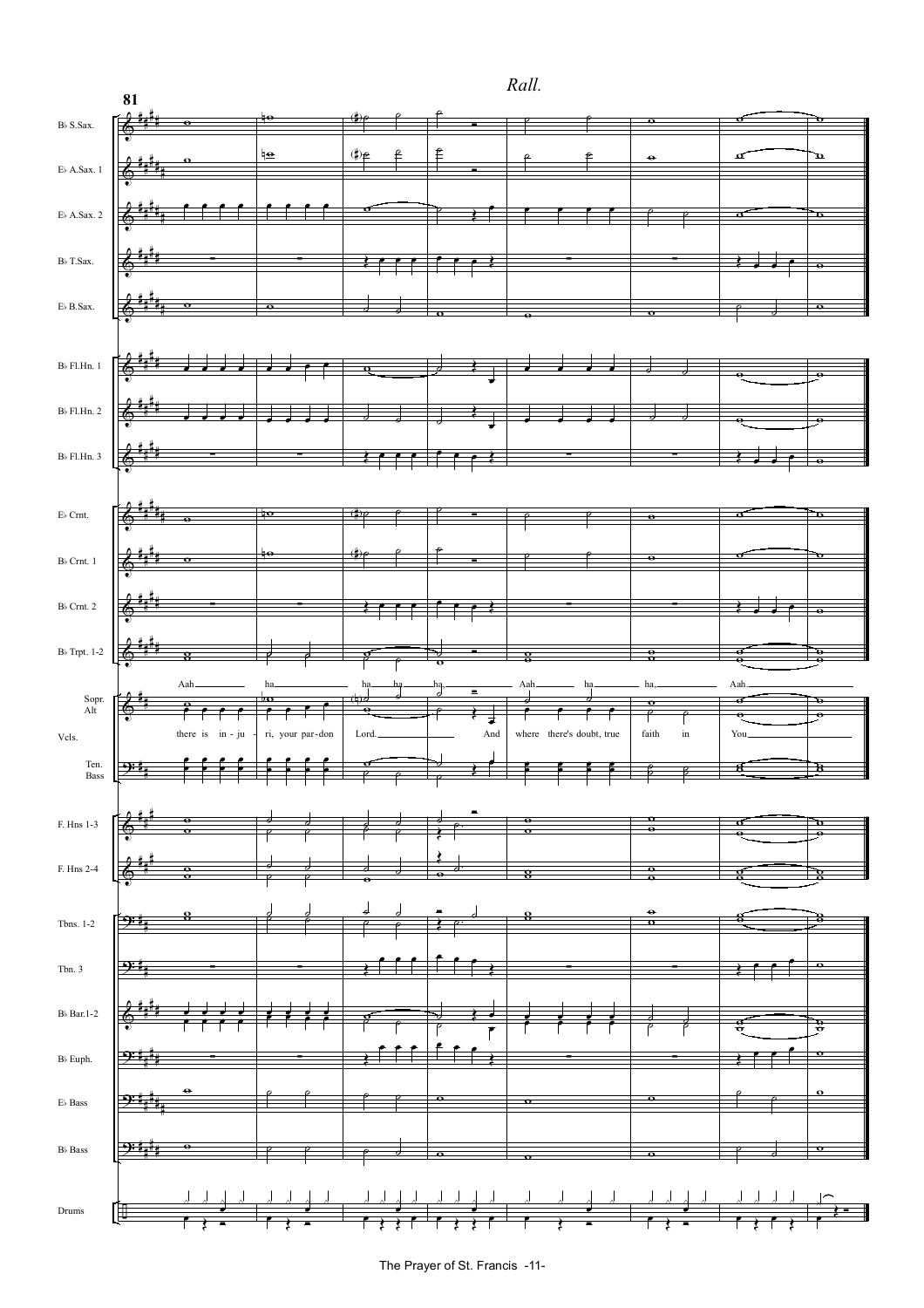*Rall.*

**81**

Bb S.Sax.

Eb A.Sax. 1

Eb A.Sax. 2

Bb T.Sax.

Eb B.Sax.

Bb Fl.Hn. 1

Bb Fl.Hn. 2

Bb Fl.Hn. 3

Eb Crnt.

Bb Crnt. 1

Bb Crnt. 2

Bb Trpt. 1-2

Sopr. Alt

Aah ha ha ha ha Aah ha ha, Aah

Vcls.

there is in - ju - ri, your par-don Lord. And where there's doubt, true faith in You

Ten. Bass

F. Hns 1-3

F. Hns 2-4

Tbns. 1-2

Tbn. 3

Bb Bar.1-2

Bb Euph.

Eb Bass

Bb Bass

Drums